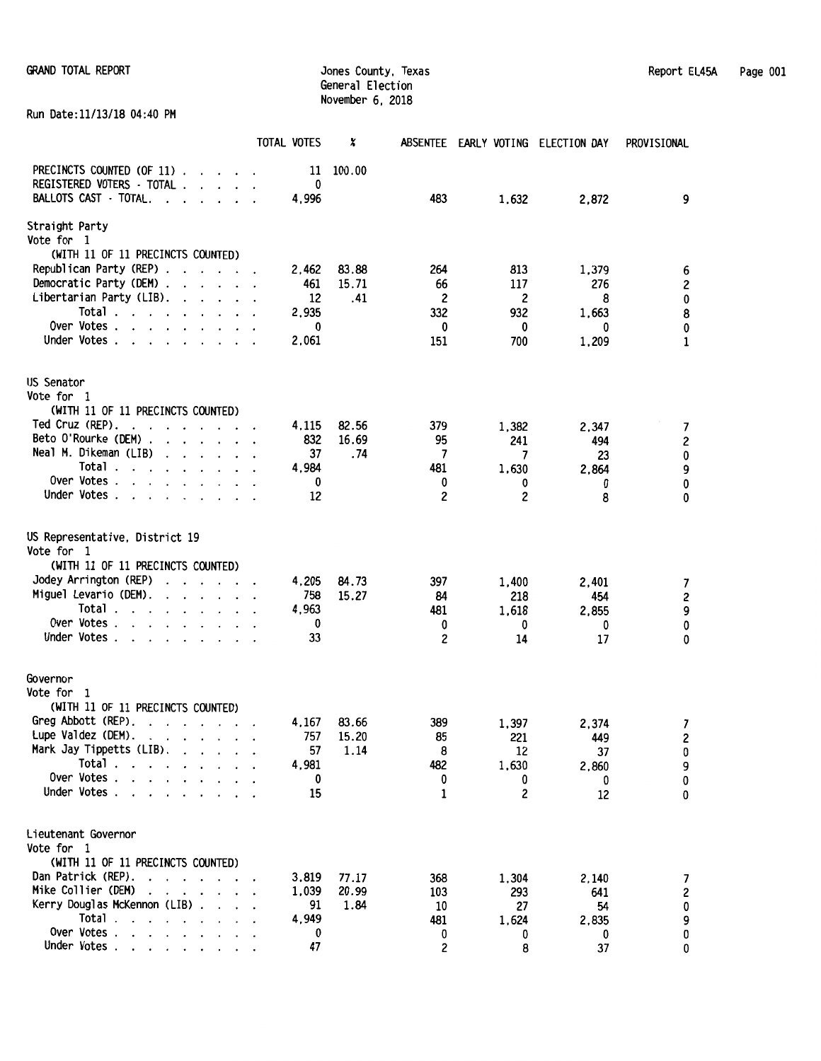GRAND TOTAL REPORT

Jones County, Texas
General Election
November 6, 2018

Report EL45A

Run Date:11/13/18 04:40 PM

| | TOTAL VOTES | % | ABSENTEE | EARLY VOTING | ELECTION DAY | PROVISIONAL |
|---|---|---|---|---|---|---|
| PRECINCTS COUNTED (OF 11) | 11 | 100.00 | | | | |
| REGISTERED VOTERS - TOTAL | 0 | | | | | |
| BALLOTS CAST - TOTAL. | 4,996 | | 483 | 1,632 | 2,872 | 9 |
| **Straight Party** | | | | | | |
| Vote for 1 | | | | | | |
| (WITH 11 OF 11 PRECINCTS COUNTED) | | | | | | |
| Republican Party (REP) | 2,462 | 83.88 | 264 | 813 | 1,379 | 6 |
| Democratic Party (DEM) | 461 | 15.71 | 66 | 117 | 276 | 2 |
| Libertarian Party (LIB). | 12 | .41 | 2 | 2 | 8 | 0 |
| Total | 2,935 | | 332 | 932 | 1,663 | 8 |
| Over Votes | 0 | | 0 | 0 | 0 | 0 |
| Under Votes | 2,061 | | 151 | 700 | 1,209 | 1 |
| **US Senator** | | | | | | |
| Vote for 1 | | | | | | |
| (WITH 11 OF 11 PRECINCTS COUNTED) | | | | | | |
| Ted Cruz (REP). | 4,115 | 82.56 | 379 | 1,382 | 2,347 | 7 |
| Beto O'Rourke (DEM) | 832 | 16.69 | 95 | 241 | 494 | 2 |
| Neal M. Dikeman (LIB) | 37 | .74 | 7 | 7 | 23 | 0 |
| Total | 4,984 | | 481 | 1,630 | 2,864 | 9 |
| Over Votes | 0 | | 0 | 0 | 0 | 0 |
| Under Votes | 12 | | 2 | 2 | 8 | 0 |
| **US Representative, District 19** | | | | | | |
| Vote for 1 | | | | | | |
| (WITH 11 OF 11 PRECINCTS COUNTED) | | | | | | |
| Jodey Arrington (REP) | 4,205 | 84.73 | 397 | 1,400 | 2,401 | 7 |
| Miguel Levario (DEM). | 758 | 15.27 | 84 | 218 | 454 | 2 |
| Total | 4,963 | | 481 | 1,618 | 2,855 | 9 |
| Over Votes | 0 | | 0 | 0 | 0 | 0 |
| Under Votes | 33 | | 2 | 14 | 17 | 0 |
| **Governor** | | | | | | |
| Vote for 1 | | | | | | |
| (WITH 11 OF 11 PRECINCTS COUNTED) | | | | | | |
| Greg Abbott (REP). | 4,167 | 83.66 | 389 | 1,397 | 2,374 | 7 |
| Lupe Valdez (DEM). | 757 | 15.20 | 85 | 221 | 449 | 2 |
| Mark Jay Tippetts (LIB). | 57 | 1.14 | 8 | 12 | 37 | 0 |
| Total | 4,981 | | 482 | 1,630 | 2,860 | 9 |
| Over Votes | 0 | | 0 | 0 | 0 | 0 |
| Under Votes | 15 | | 1 | 2 | 12 | 0 |
| **Lieutenant Governor** | | | | | | |
| Vote for 1 | | | | | | |
| (WITH 11 OF 11 PRECINCTS COUNTED) | | | | | | |
| Dan Patrick (REP). | 3,819 | 77.17 | 368 | 1,304 | 2,140 | 7 |
| Mike Collier (DEM) | 1,039 | 20.99 | 103 | 293 | 641 | 2 |
| Kerry Douglas McKennon (LIB) | 91 | 1.84 | 10 | 27 | 54 | 0 |
| Total | 4,949 | | 481 | 1,624 | 2,835 | 9 |
| Over Votes | 0 | | 0 | 0 | 0 | 0 |
| Under Votes | 47 | | 2 | 8 | 37 | 0 |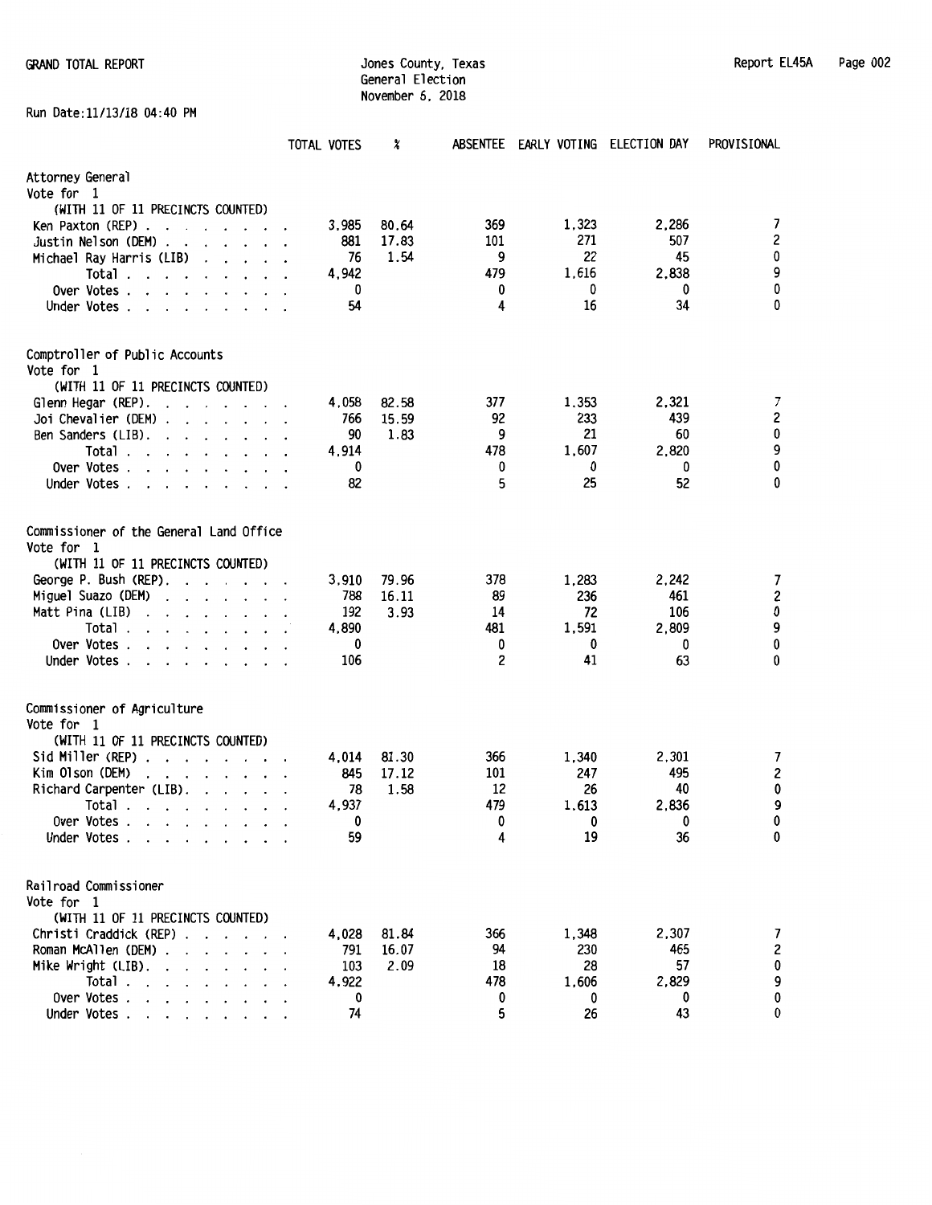GRAND TOTAL REPORT

Jones County, Texas
General Election
November 6, 2018

Report EL45A

Run Date:11/13/18 04:40 PM

| | TOTAL VOTES | % | ABSENTEE | EARLY VOTING | ELECTION DAY | PROVISIONAL |
|---|---|---|---|---|---|---|
| **Attorney General** | | | | | | |
| Vote for 1 | | | | | | |
| (WITH 11 OF 11 PRECINCTS COUNTED) | | | | | | |
| Ken Paxton (REP) | 3,985 | 80.64 | 369 | 1,323 | 2,286 | 7 |
| Justin Nelson (DEM) | 881 | 17.83 | 101 | 271 | 507 | 2 |
| Michael Ray Harris (LIB) | 76 | 1.54 | 9 | 22 | 45 | 0 |
| Total | 4,942 | | 479 | 1,616 | 2,838 | 9 |
| Over Votes | 0 | | 0 | 0 | 0 | 0 |
| Under Votes | 54 | | 4 | 16 | 34 | 0 |
| **Comptroller of Public Accounts** | | | | | | |
| Vote for 1 | | | | | | |
| (WITH 11 OF 11 PRECINCTS COUNTED) | | | | | | |
| Glenn Hegar (REP) | 4,058 | 82.58 | 377 | 1,353 | 2,321 | 7 |
| Joi Chevalier (DEM) | 766 | 15.59 | 92 | 233 | 439 | 2 |
| Ben Sanders (LIB) | 90 | 1.83 | 9 | 21 | 60 | 0 |
| Total | 4,914 | | 478 | 1,607 | 2,820 | 9 |
| Over Votes | 0 | | 0 | 0 | 0 | 0 |
| Under Votes | 82 | | 5 | 25 | 52 | 0 |
| **Commissioner of the General Land Office** | | | | | | |
| Vote for 1 | | | | | | |
| (WITH 11 OF 11 PRECINCTS COUNTED) | | | | | | |
| George P. Bush (REP) | 3,910 | 79.96 | 378 | 1,283 | 2,242 | 7 |
| Miguel Suazo (DEM) | 788 | 16.11 | 89 | 236 | 461 | 2 |
| Matt Pina (LIB) | 192 | 3.93 | 14 | 72 | 106 | 0 |
| Total | 4,890 | | 481 | 1,591 | 2,809 | 9 |
| Over Votes | 0 | | 0 | 0 | 0 | 0 |
| Under Votes | 106 | | 2 | 41 | 63 | 0 |
| **Commissioner of Agriculture** | | | | | | |
| Vote for 1 | | | | | | |
| (WITH 11 OF 11 PRECINCTS COUNTED) | | | | | | |
| Sid Miller (REP) | 4,014 | 81.30 | 366 | 1,340 | 2,301 | 7 |
| Kim Olson (DEM) | 845 | 17.12 | 101 | 247 | 495 | 2 |
| Richard Carpenter (LIB) | 78 | 1.58 | 12 | 26 | 40 | 0 |
| Total | 4,937 | | 479 | 1,613 | 2,836 | 9 |
| Over Votes | 0 | | 0 | 0 | 0 | 0 |
| Under Votes | 59 | | 4 | 19 | 36 | 0 |
| **Railroad Commissioner** | | | | | | |
| Vote for 1 | | | | | | |
| (WITH 11 OF 11 PRECINCTS COUNTED) | | | | | | |
| Christi Craddick (REP) | 4,028 | 81.84 | 366 | 1,348 | 2,307 | 7 |
| Roman McAllen (DEM) | 791 | 16.07 | 94 | 230 | 465 | 2 |
| Mike Wright (LIB) | 103 | 2.09 | 18 | 28 | 57 | 0 |
| Total | 4,922 | | 478 | 1,606 | 2,829 | 9 |
| Over Votes | 0 | | 0 | 0 | 0 | 0 |
| Under Votes | 74 | | 5 | 26 | 43 | 0 |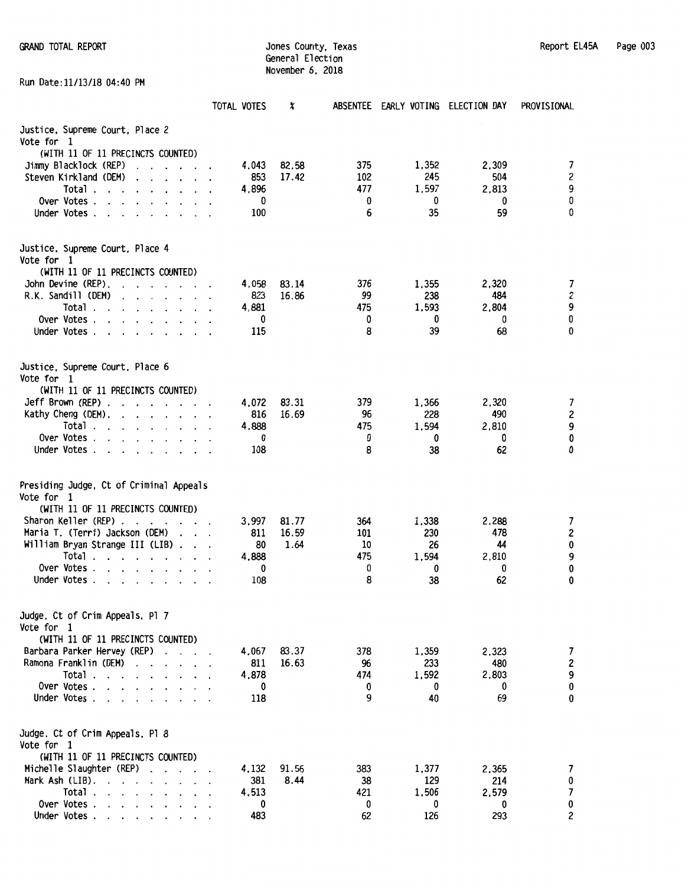GRAND TOTAL REPORT

Jones County, Texas
General Election
November 6, 2018

Report EL45A

Run Date:11/13/18 04:40 PM

| | TOTAL VOTES | % | ABSENTEE | EARLY VOTING | ELECTION DAY | PROVISIONAL |
|---|---|---|---|---|---|---|
| **Justice, Supreme Court, Place 2** | | | | | | |
| Vote for 1 | | | | | | |
| (WITH 11 OF 11 PRECINCTS COUNTED) | | | | | | |
| Jimmy Blacklock (REP) | 4,043 | 82.58 | 375 | 1,352 | 2,309 | 7 |
| Steven Kirkland (DEM) | 853 | 17.42 | 102 | 245 | 504 | 2 |
| Total | 4,896 | | 477 | 1,597 | 2,813 | 9 |
| Over Votes | 0 | | 0 | 0 | 0 | 0 |
| Under Votes | 100 | | 6 | 35 | 59 | 0 |
| **Justice, Supreme Court, Place 4** | | | | | | |
| Vote for 1 | | | | | | |
| (WITH 11 OF 11 PRECINCTS COUNTED) | | | | | | |
| John Devine (REP) | 4,058 | 83.14 | 376 | 1,355 | 2,320 | 7 |
| R.K. Sandill (DEM) | 823 | 16.86 | 99 | 238 | 484 | 2 |
| Total | 4,881 | | 475 | 1,593 | 2,804 | 9 |
| Over Votes | 0 | | 0 | 0 | 0 | 0 |
| Under Votes | 115 | | 8 | 39 | 68 | 0 |
| **Justice, Supreme Court, Place 6** | | | | | | |
| Vote for 1 | | | | | | |
| (WITH 11 OF 11 PRECINCTS COUNTED) | | | | | | |
| Jeff Brown (REP) | 4,072 | 83.31 | 379 | 1,366 | 2,320 | 7 |
| Kathy Cheng (DEM) | 816 | 16.69 | 96 | 228 | 490 | 2 |
| Total | 4,888 | | 475 | 1,594 | 2,810 | 9 |
| Over Votes | 0 | | 0 | 0 | 0 | 0 |
| Under Votes | 108 | | 8 | 38 | 62 | 0 |
| **Presiding Judge, Ct of Criminal Appeals** | | | | | | |
| Vote for 1 | | | | | | |
| (WITH 11 OF 11 PRECINCTS COUNTED) | | | | | | |
| Sharon Keller (REP) | 3,997 | 81.77 | 364 | 1,338 | 2,288 | 7 |
| Maria T. (Terri) Jackson (DEM) | 811 | 16.59 | 101 | 230 | 478 | 2 |
| William Bryan Strange III (LIB) | 80 | 1.64 | 10 | 26 | 44 | 0 |
| Total | 4,888 | | 475 | 1,594 | 2,810 | 9 |
| Over Votes | 0 | | 0 | 0 | 0 | 0 |
| Under Votes | 108 | | 8 | 38 | 62 | 0 |
| **Judge, Ct of Crim Appeals, Pl 7** | | | | | | |
| Vote for 1 | | | | | | |
| (WITH 11 OF 11 PRECINCTS COUNTED) | | | | | | |
| Barbara Parker Hervey (REP) | 4,067 | 83.37 | 378 | 1,359 | 2,323 | 7 |
| Ramona Franklin (DEM) | 811 | 16.63 | 96 | 233 | 480 | 2 |
| Total | 4,878 | | 474 | 1,592 | 2,803 | 9 |
| Over Votes | 0 | | 0 | 0 | 0 | 0 |
| Under Votes | 118 | | 9 | 40 | 69 | 0 |
| **Judge, Ct of Crim Appeals, Pl 8** | | | | | | |
| Vote for 1 | | | | | | |
| (WITH 11 OF 11 PRECINCTS COUNTED) | | | | | | |
| Michelle Slaughter (REP) | 4,132 | 91.56 | 383 | 1,377 | 2,365 | 7 |
| Mark Ash (LIB) | 381 | 8.44 | 38 | 129 | 214 | 0 |
| Total | 4,513 | | 421 | 1,506 | 2,579 | 7 |
| Over Votes | 0 | | 0 | 0 | 0 | 0 |
| Under Votes | 483 | | 62 | 126 | 293 | 2 |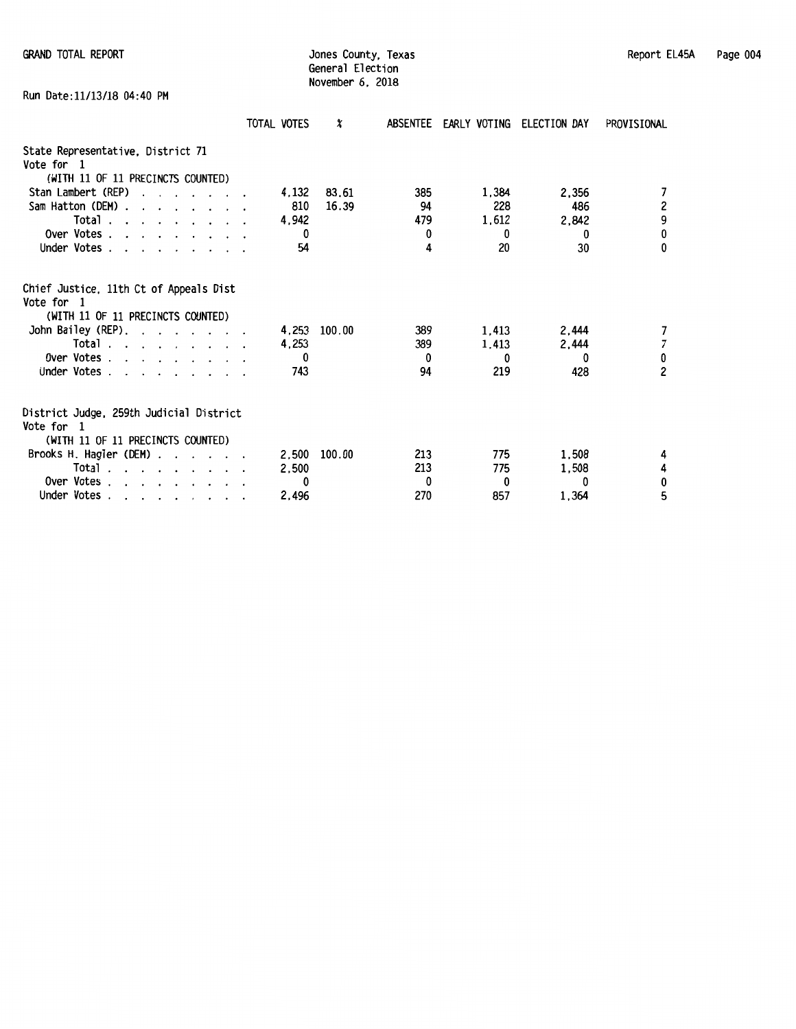GRAND TOTAL REPORT

Jones County, Texas
General Election
November 6, 2018

Report EL45A

Run Date:11/13/18 04:40 PM

| | TOTAL VOTES | % | ABSENTEE | EARLY VOTING | ELECTION DAY | PROVISIONAL |
|---|---|---|---|---|---|---|
| **State Representative, District 71** | | | | | | |
| Vote for 1 | | | | | | |
| (WITH 11 OF 11 PRECINCTS COUNTED) | | | | | | |
| Stan Lambert (REP) | 4,132 | 83.61 | 385 | 1,384 | 2,356 | 7 |
| Sam Hatton (DEM) | 810 | 16.39 | 94 | 228 | 486 | 2 |
| Total | 4,942 | | 479 | 1,612 | 2,842 | 9 |
| Over Votes | 0 | | 0 | 0 | 0 | 0 |
| Under Votes | 54 | | 4 | 20 | 30 | 0 |
| **Chief Justice, 11th Ct of Appeals Dist** | | | | | | |
| Vote for 1 | | | | | | |
| (WITH 11 OF 11 PRECINCTS COUNTED) | | | | | | |
| John Bailey (REP) | 4,253 | 100.00 | 389 | 1,413 | 2,444 | 7 |
| Total | 4,253 | | 389 | 1,413 | 2,444 | 7 |
| Over Votes | 0 | | 0 | 0 | 0 | 0 |
| Under Votes | 743 | | 94 | 219 | 428 | 2 |
| **District Judge, 259th Judicial District** | | | | | | |
| Vote for 1 | | | | | | |
| (WITH 11 OF 11 PRECINCTS COUNTED) | | | | | | |
| Brooks H. Hagler (DEM) | 2,500 | 100.00 | 213 | 775 | 1,508 | 4 |
| Total | 2,500 | | 213 | 775 | 1,508 | 4 |
| Over Votes | 0 | | 0 | 0 | 0 | 0 |
| Under Votes | 2,496 | | 270 | 857 | 1,364 | 5 |